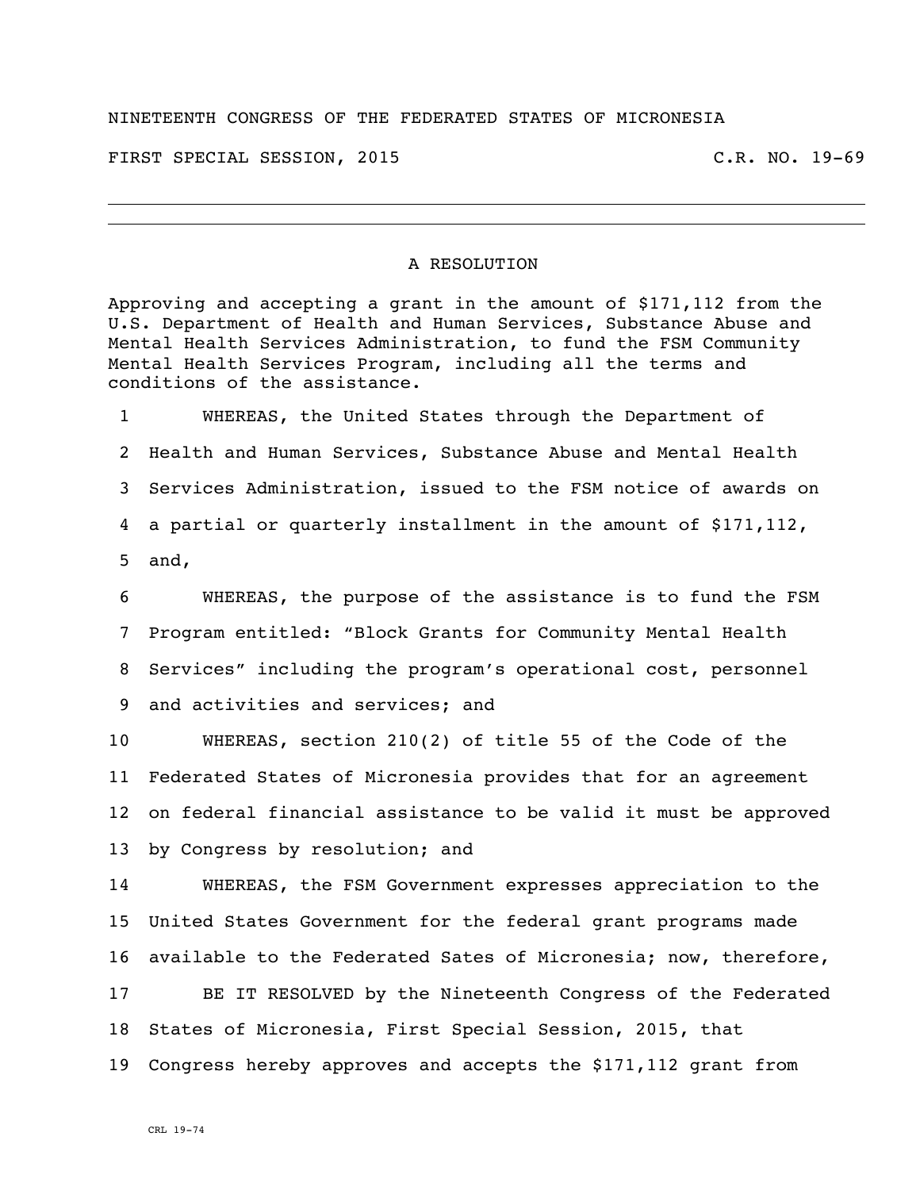NINETEENTH CONGRESS OF THE FEDERATED STATES OF MICRONESIA

FIRST SPECIAL SESSION, 2015 C.R. NO. 19-69

---

A RESOLUTION

Approving and accepting a grant in the amount of $171,112 from the U.S. Department of Health and Human Services, Substance Abuse and Mental Health Services Administration, to fund the FSM Community Mental Health Services Program, including all the terms and conditions of the assistance.

1 WHEREAS, the United States through the Department of
2 Health and Human Services, Substance Abuse and Mental Health
3 Services Administration, issued to the FSM notice of awards on
4 a partial or quarterly installment in the amount of $171,112,
5 and,

6 WHEREAS, the purpose of the assistance is to fund the FSM
7 Program entitled: "Block Grants for Community Mental Health
8 Services" including the program's operational cost, personnel
9 and activities and services; and

10 WHEREAS, section 210(2) of title 55 of the Code of the
11 Federated States of Micronesia provides that for an agreement
12 on federal financial assistance to be valid it must be approved
13 by Congress by resolution; and

14 WHEREAS, the FSM Government expresses appreciation to the
15 United States Government for the federal grant programs made
16 available to the Federated Sates of Micronesia; now, therefore,

17 BE IT RESOLVED by the Nineteenth Congress of the Federated
18 States of Micronesia, First Special Session, 2015, that
19 Congress hereby approves and accepts the $171,112 grant from

CRL 19-74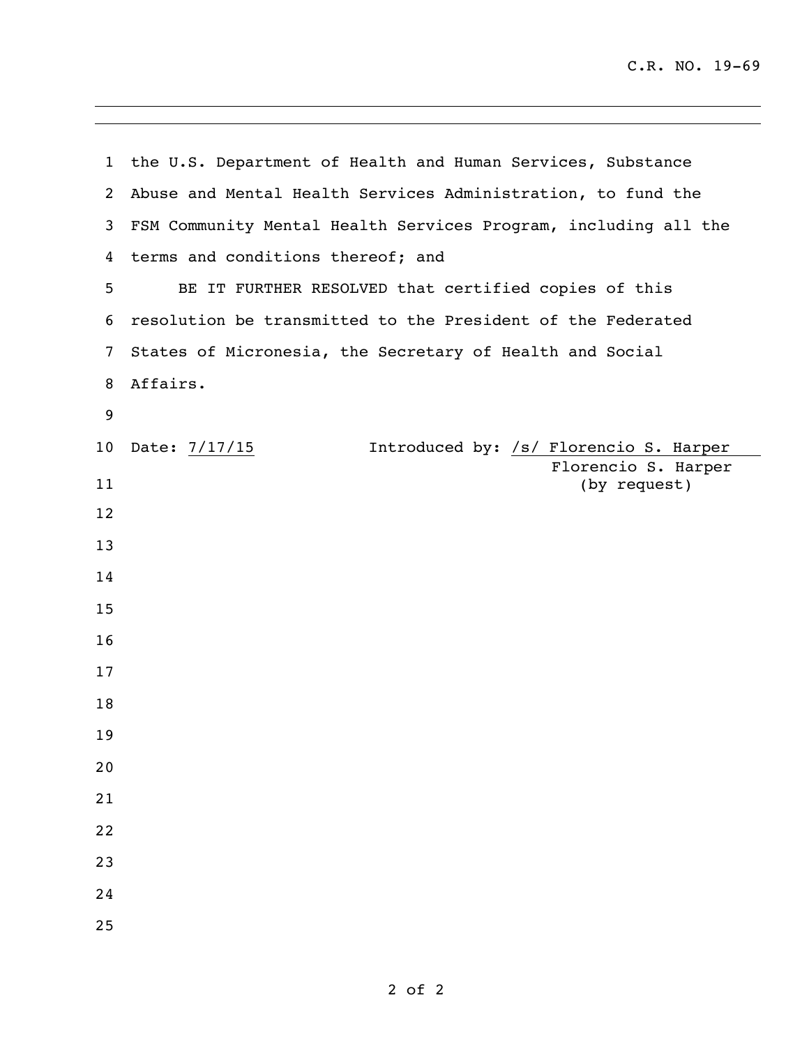the U.S. Department of Health and Human Services, Substance Abuse and Mental Health Services Administration, to fund the FSM Community Mental Health Services Program, including all the terms and conditions thereof; and

BE IT FURTHER RESOLVED that certified copies of this resolution be transmitted to the President of the Federated States of Micronesia, the Secretary of Health and Social Affairs.

Date: 7/17/15

Introduced by: /s/ Florencio S. Harper
Florencio S. Harper
(by request)